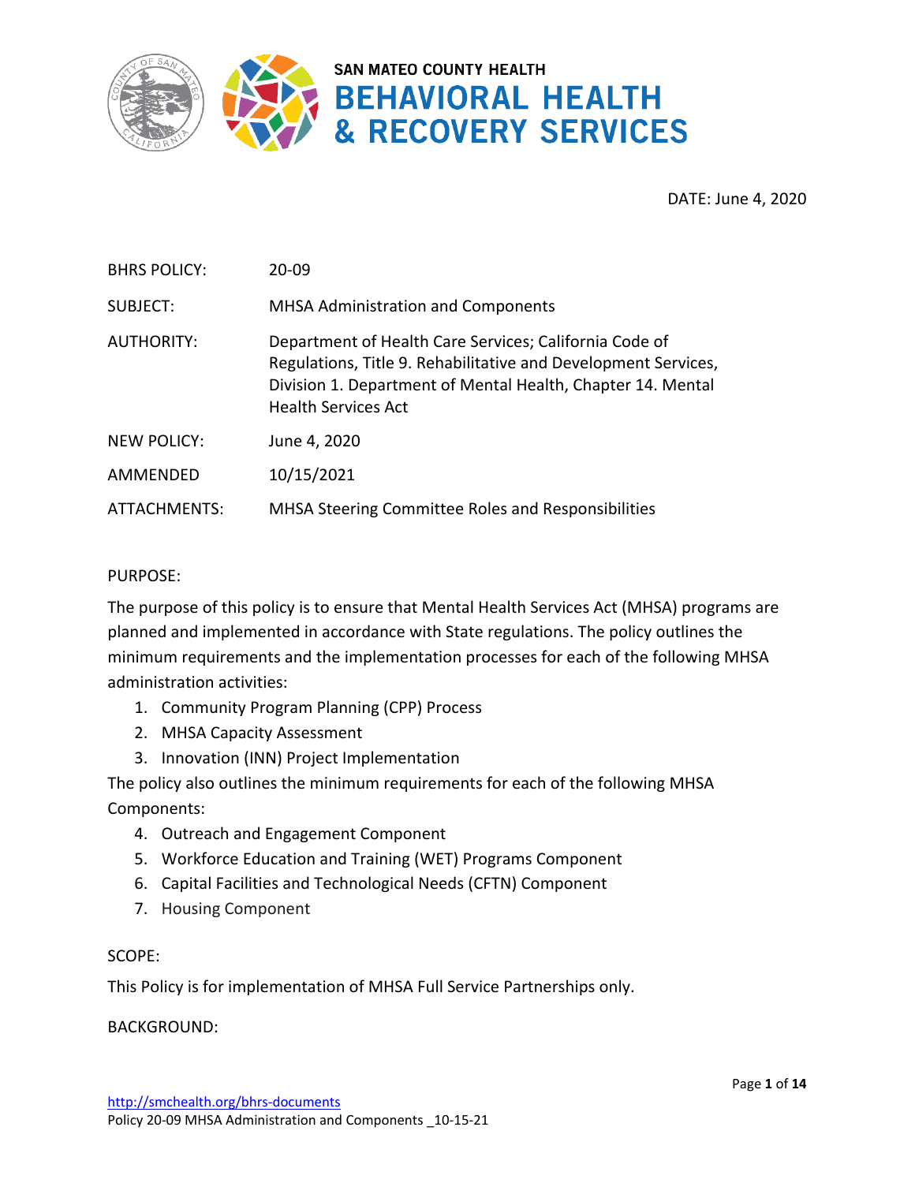SAN MATEO COUNTY HEALTH
# BEHAVIORAL HEALTH & RECOVERY SERVICES

DATE: June 4, 2020

| | |
|---|---|
| BHRS POLICY: | 20-09 |
| SUBJECT: | MHSA Administration and Components |
| AUTHORITY: | Department of Health Care Services; California Code of Regulations, Title 9. Rehabilitative and Development Services, Division 1. Department of Mental Health, Chapter 14. Mental Health Services Act |
| NEW POLICY: | June 4, 2020 |
| AMMENDED | 10/15/2021 |
| ATTACHMENTS: | MHSA Steering Committee Roles and Responsibilities |

PURPOSE:

The purpose of this policy is to ensure that Mental Health Services Act (MHSA) programs are planned and implemented in accordance with State regulations. The policy outlines the minimum requirements and the implementation processes for each of the following MHSA administration activities:

1. Community Program Planning (CPP) Process
2. MHSA Capacity Assessment
3. Innovation (INN) Project Implementation

The policy also outlines the minimum requirements for each of the following MHSA Components:

4. Outreach and Engagement Component
5. Workforce Education and Training (WET) Programs Component
6. Capital Facilities and Technological Needs (CFTN) Component
7. Housing Component

SCOPE:

This Policy is for implementation of MHSA Full Service Partnerships only.

BACKGROUND: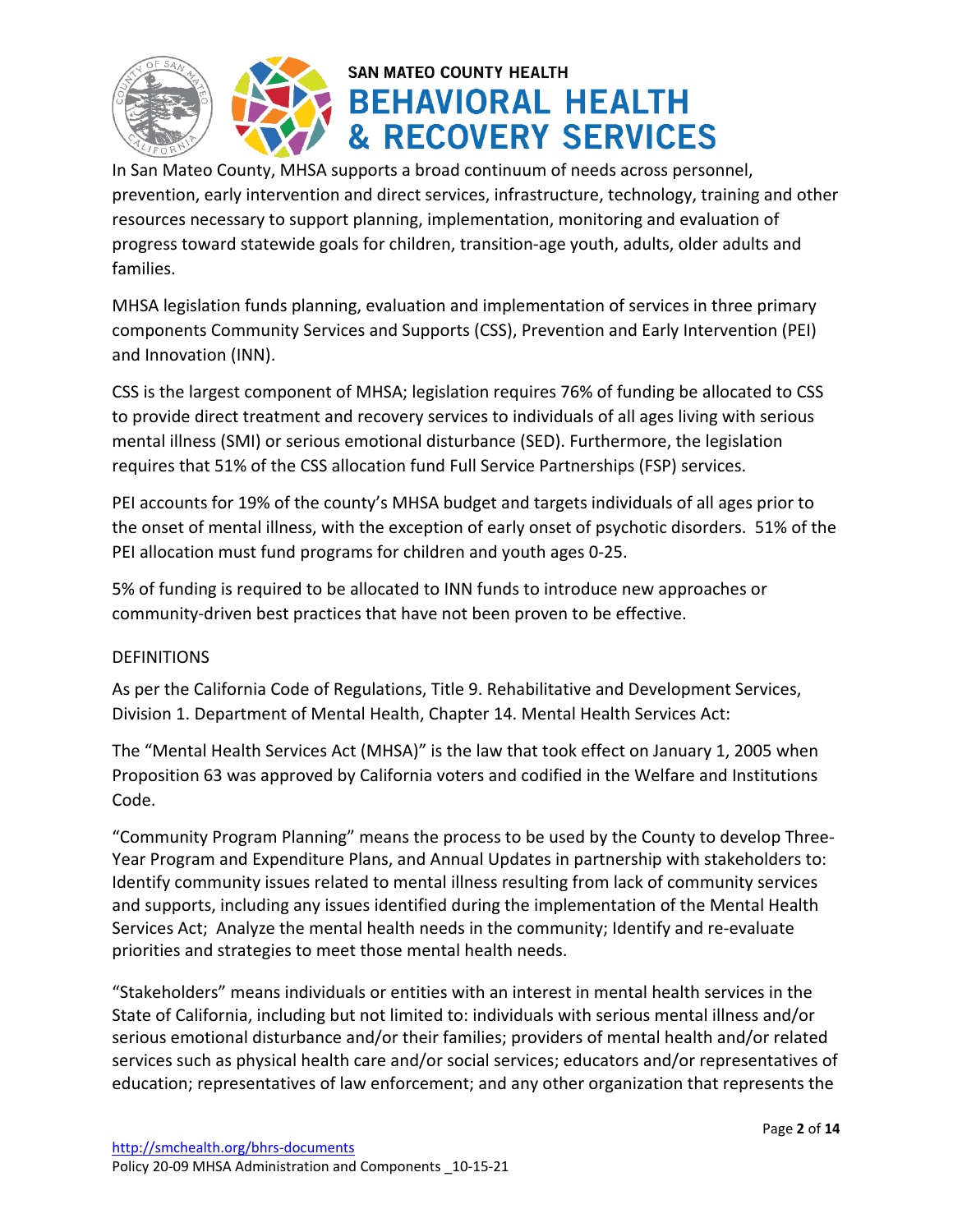In San Mateo County, MHSA supports a broad continuum of needs across personnel, prevention, early intervention and direct services, infrastructure, technology, training and other resources necessary to support planning, implementation, monitoring and evaluation of progress toward statewide goals for children, transition-age youth, adults, older adults and families.

MHSA legislation funds planning, evaluation and implementation of services in three primary components Community Services and Supports (CSS), Prevention and Early Intervention (PEI) and Innovation (INN).

CSS is the largest component of MHSA; legislation requires 76% of funding be allocated to CSS to provide direct treatment and recovery services to individuals of all ages living with serious mental illness (SMI) or serious emotional disturbance (SED). Furthermore, the legislation requires that 51% of the CSS allocation fund Full Service Partnerships (FSP) services.

PEI accounts for 19% of the county's MHSA budget and targets individuals of all ages prior to the onset of mental illness, with the exception of early onset of psychotic disorders. 51% of the PEI allocation must fund programs for children and youth ages 0-25.

5% of funding is required to be allocated to INN funds to introduce new approaches or community-driven best practices that have not been proven to be effective.

DEFINITIONS

As per the California Code of Regulations, Title 9. Rehabilitative and Development Services, Division 1. Department of Mental Health, Chapter 14. Mental Health Services Act:

The "Mental Health Services Act (MHSA)" is the law that took effect on January 1, 2005 when Proposition 63 was approved by California voters and codified in the Welfare and Institutions Code.

"Community Program Planning" means the process to be used by the County to develop Three-Year Program and Expenditure Plans, and Annual Updates in partnership with stakeholders to: Identify community issues related to mental illness resulting from lack of community services and supports, including any issues identified during the implementation of the Mental Health Services Act; Analyze the mental health needs in the community; Identify and re-evaluate priorities and strategies to meet those mental health needs.

"Stakeholders" means individuals or entities with an interest in mental health services in the State of California, including but not limited to: individuals with serious mental illness and/or serious emotional disturbance and/or their families; providers of mental health and/or related services such as physical health care and/or social services; educators and/or representatives of education; representatives of law enforcement; and any other organization that represents the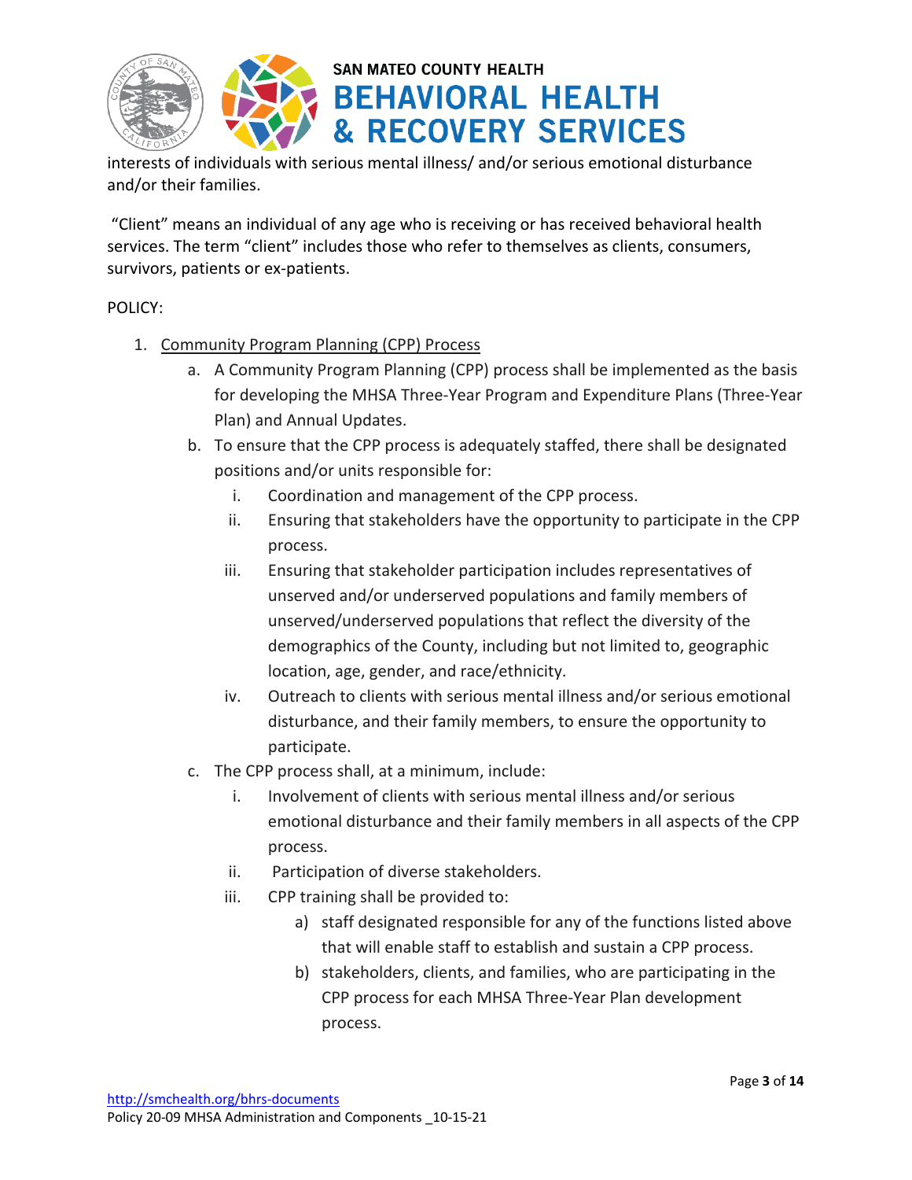interests of individuals with serious mental illness/ and/or serious emotional disturbance and/or their families.

"Client" means an individual of any age who is receiving or has received behavioral health services. The term "client" includes those who refer to themselves as clients, consumers, survivors, patients or ex-patients.

POLICY:

1. <u>Community Program Planning (CPP) Process</u>
   a. A Community Program Planning (CPP) process shall be implemented as the basis for developing the MHSA Three-Year Program and Expenditure Plans (Three-Year Plan) and Annual Updates.
   b. To ensure that the CPP process is adequately staffed, there shall be designated positions and/or units responsible for:
      i. Coordination and management of the CPP process.
      ii. Ensuring that stakeholders have the opportunity to participate in the CPP process.
      iii. Ensuring that stakeholder participation includes representatives of unserved and/or underserved populations and family members of unserved/underserved populations that reflect the diversity of the demographics of the County, including but not limited to, geographic location, age, gender, and race/ethnicity.
      iv. Outreach to clients with serious mental illness and/or serious emotional disturbance, and their family members, to ensure the opportunity to participate.
   c. The CPP process shall, at a minimum, include:
      i. Involvement of clients with serious mental illness and/or serious emotional disturbance and their family members in all aspects of the CPP process.
      ii. Participation of diverse stakeholders.
      iii. CPP training shall be provided to:
         a) staff designated responsible for any of the functions listed above that will enable staff to establish and sustain a CPP process.
         b) stakeholders, clients, and families, who are participating in the CPP process for each MHSA Three-Year Plan development process.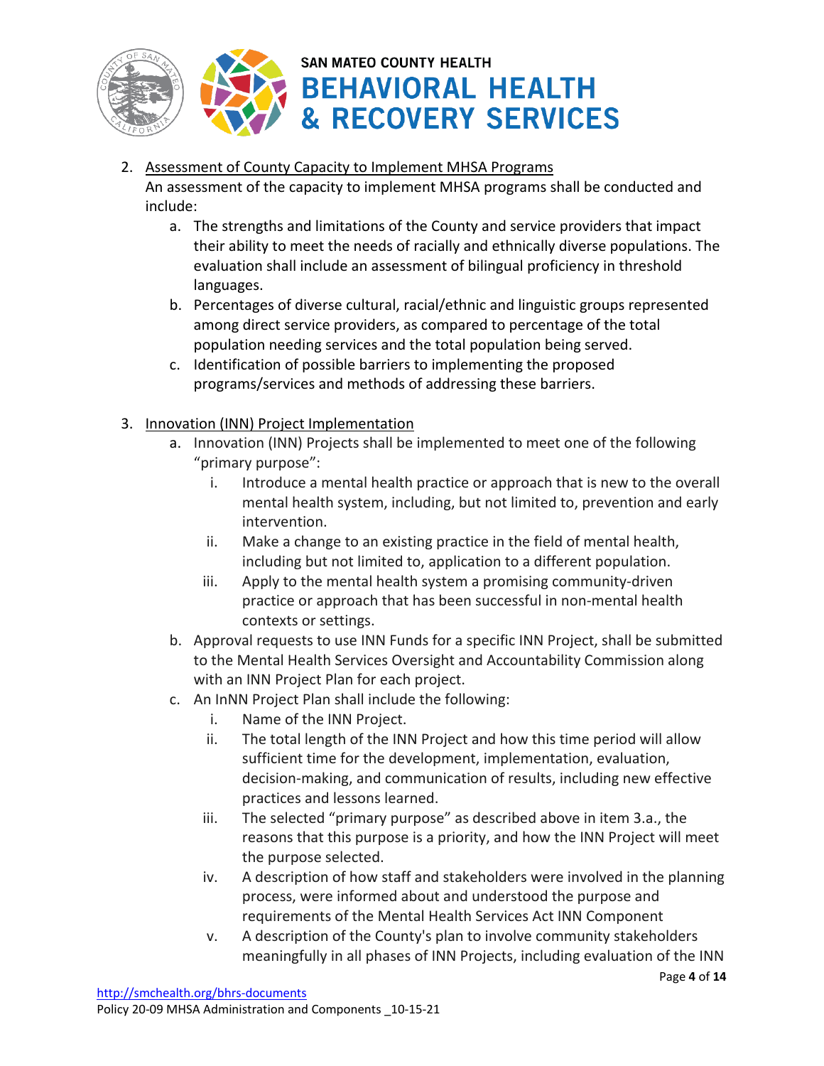2. Assessment of County Capacity to Implement MHSA Programs
   An assessment of the capacity to implement MHSA programs shall be conducted and include:
   a. The strengths and limitations of the County and service providers that impact their ability to meet the needs of racially and ethnically diverse populations. The evaluation shall include an assessment of bilingual proficiency in threshold languages.
   b. Percentages of diverse cultural, racial/ethnic and linguistic groups represented among direct service providers, as compared to percentage of the total population needing services and the total population being served.
   c. Identification of possible barriers to implementing the proposed programs/services and methods of addressing these barriers.

3. Innovation (INN) Project Implementation
   a. Innovation (INN) Projects shall be implemented to meet one of the following "primary purpose":
      i. Introduce a mental health practice or approach that is new to the overall mental health system, including, but not limited to, prevention and early intervention.
      ii. Make a change to an existing practice in the field of mental health, including but not limited to, application to a different population.
      iii. Apply to the mental health system a promising community-driven practice or approach that has been successful in non-mental health contexts or settings.
   b. Approval requests to use INN Funds for a specific INN Project, shall be submitted to the Mental Health Services Oversight and Accountability Commission along with an INN Project Plan for each project.
   c. An InNN Project Plan shall include the following:
      i. Name of the INN Project.
      ii. The total length of the INN Project and how this time period will allow sufficient time for the development, implementation, evaluation, decision-making, and communication of results, including new effective practices and lessons learned.
      iii. The selected "primary purpose" as described above in item 3.a., the reasons that this purpose is a priority, and how the INN Project will meet the purpose selected.
      iv. A description of how staff and stakeholders were involved in the planning process, were informed about and understood the purpose and requirements of the Mental Health Services Act INN Component
      v. A description of the County's plan to involve community stakeholders meaningfully in all phases of INN Projects, including evaluation of the INN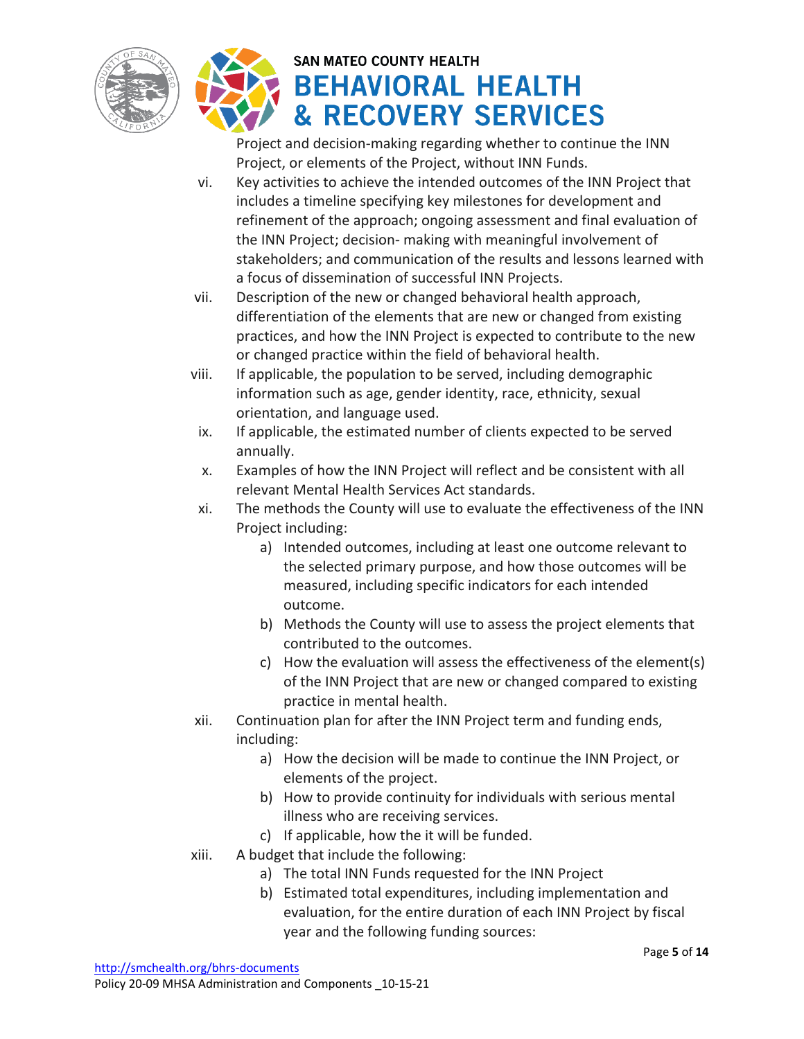Project and decision-making regarding whether to continue the INN Project, or elements of the Project, without INN Funds.

vi. Key activities to achieve the intended outcomes of the INN Project that includes a timeline specifying key milestones for development and refinement of the approach; ongoing assessment and final evaluation of the INN Project; decision- making with meaningful involvement of stakeholders; and communication of the results and lessons learned with a focus of dissemination of successful INN Projects.

vii. Description of the new or changed behavioral health approach, differentiation of the elements that are new or changed from existing practices, and how the INN Project is expected to contribute to the new or changed practice within the field of behavioral health.

viii. If applicable, the population to be served, including demographic information such as age, gender identity, race, ethnicity, sexual orientation, and language used.

ix. If applicable, the estimated number of clients expected to be served annually.

x. Examples of how the INN Project will reflect and be consistent with all relevant Mental Health Services Act standards.

xi. The methods the County will use to evaluate the effectiveness of the INN Project including:
   a) Intended outcomes, including at least one outcome relevant to the selected primary purpose, and how those outcomes will be measured, including specific indicators for each intended outcome.
   b) Methods the County will use to assess the project elements that contributed to the outcomes.
   c) How the evaluation will assess the effectiveness of the element(s) of the INN Project that are new or changed compared to existing practice in mental health.

xii. Continuation plan for after the INN Project term and funding ends, including:
   a) How the decision will be made to continue the INN Project, or elements of the project.
   b) How to provide continuity for individuals with serious mental illness who are receiving services.
   c) If applicable, how the it will be funded.

xiii. A budget that include the following:
   a) The total INN Funds requested for the INN Project
   b) Estimated total expenditures, including implementation and evaluation, for the entire duration of each INN Project by fiscal year and the following funding sources: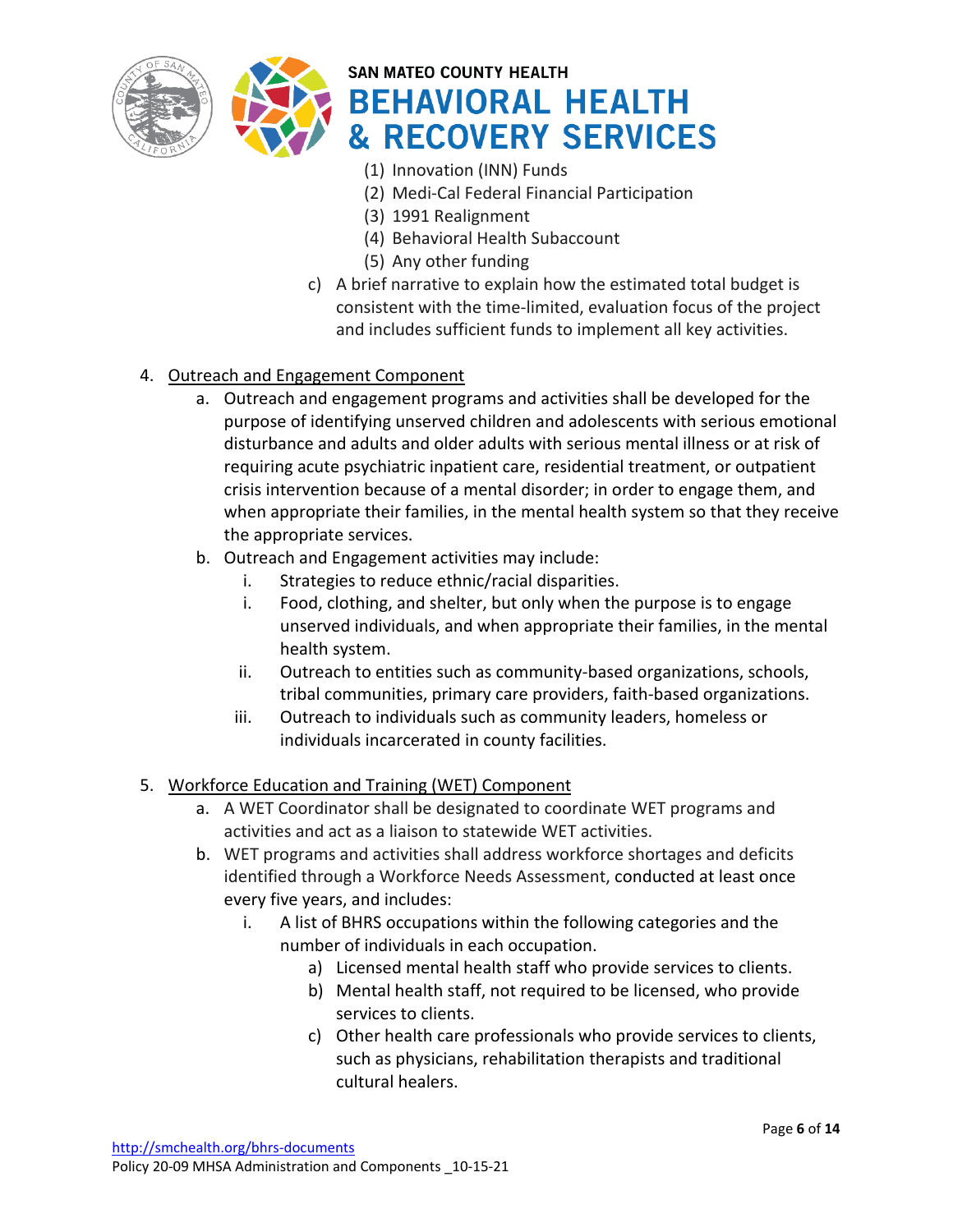(1) Innovation (INN) Funds
(2) Medi-Cal Federal Financial Participation
(3) 1991 Realignment
(4) Behavioral Health Subaccount
(5) Any other funding

c) A brief narrative to explain how the estimated total budget is consistent with the time-limited, evaluation focus of the project and includes sufficient funds to implement all key activities.

4. Outreach and Engagement Component
   a. Outreach and engagement programs and activities shall be developed for the purpose of identifying unserved children and adolescents with serious emotional disturbance and adults and older adults with serious mental illness or at risk of requiring acute psychiatric inpatient care, residential treatment, or outpatient crisis intervention because of a mental disorder; in order to engage them, and when appropriate their families, in the mental health system so that they receive the appropriate services.
   b. Outreach and Engagement activities may include:
      i. Strategies to reduce ethnic/racial disparities.
      i. Food, clothing, and shelter, but only when the purpose is to engage unserved individuals, and when appropriate their families, in the mental health system.
      ii. Outreach to entities such as community-based organizations, schools, tribal communities, primary care providers, faith-based organizations.
      iii. Outreach to individuals such as community leaders, homeless or individuals incarcerated in county facilities.

5. Workforce Education and Training (WET) Component
   a. A WET Coordinator shall be designated to coordinate WET programs and activities and act as a liaison to statewide WET activities.
   b. WET programs and activities shall address workforce shortages and deficits identified through a Workforce Needs Assessment, conducted at least once every five years, and includes:
      i. A list of BHRS occupations within the following categories and the number of individuals in each occupation.
         a) Licensed mental health staff who provide services to clients.
         b) Mental health staff, not required to be licensed, who provide services to clients.
         c) Other health care professionals who provide services to clients, such as physicians, rehabilitation therapists and traditional cultural healers.

http://smchealth.org/bhrs-documents
Policy 20-09 MHSA Administration and Components _10-15-21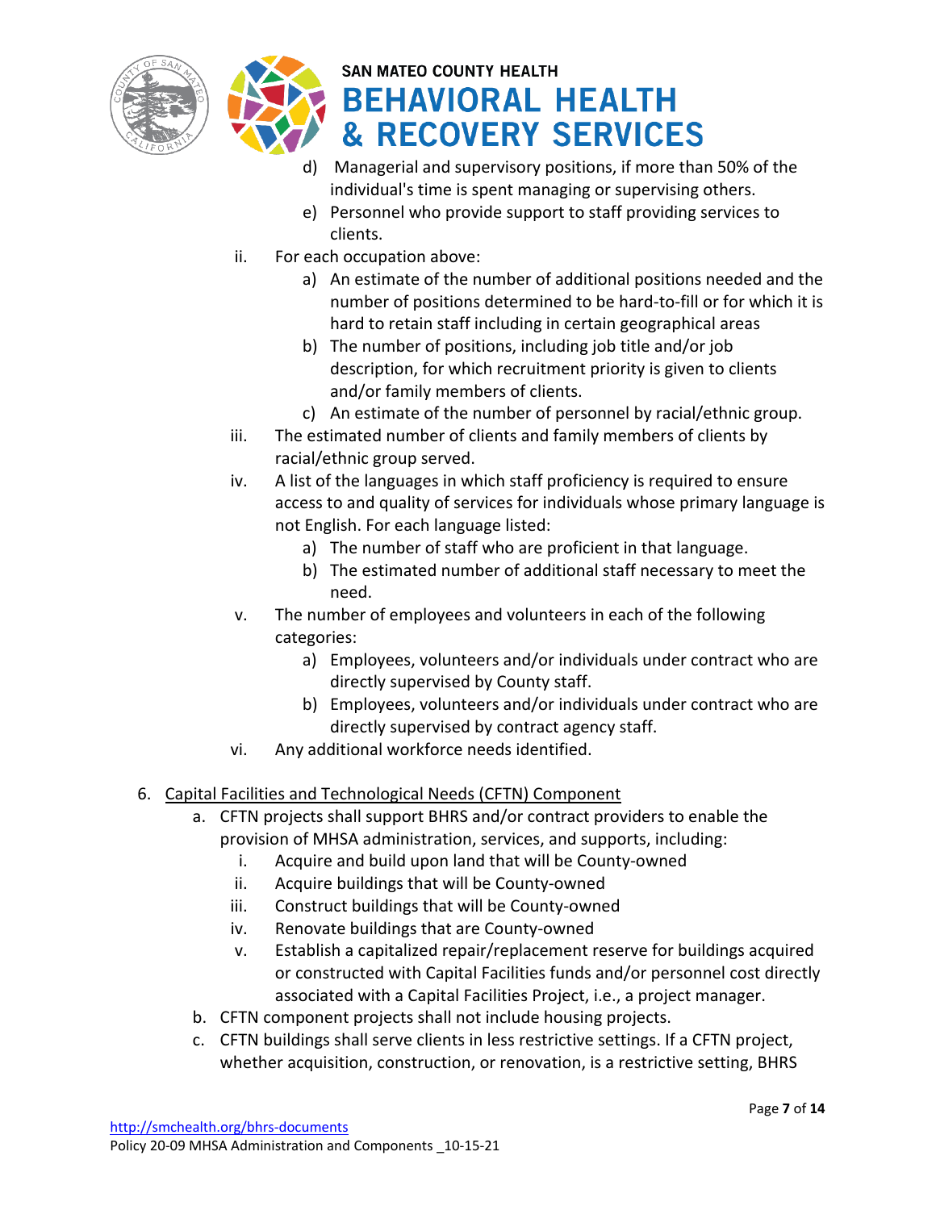d) Managerial and supervisory positions, if more than 50% of the individual's time is spent managing or supervising others.

e) Personnel who provide support to staff providing services to clients.

ii. For each occupation above:

   a) An estimate of the number of additional positions needed and the number of positions determined to be hard-to-fill or for which it is hard to retain staff including in certain geographical areas

   b) The number of positions, including job title and/or job description, for which recruitment priority is given to clients and/or family members of clients.

   c) An estimate of the number of personnel by racial/ethnic group.

iii. The estimated number of clients and family members of clients by racial/ethnic group served.

iv. A list of the languages in which staff proficiency is required to ensure access to and quality of services for individuals whose primary language is not English. For each language listed:

   a) The number of staff who are proficient in that language.

   b) The estimated number of additional staff necessary to meet the need.

v. The number of employees and volunteers in each of the following categories:

   a) Employees, volunteers and/or individuals under contract who are directly supervised by County staff.

   b) Employees, volunteers and/or individuals under contract who are directly supervised by contract agency staff.

vi. Any additional workforce needs identified.

6. Capital Facilities and Technological Needs (CFTN) Component

   a. CFTN projects shall support BHRS and/or contract providers to enable the provision of MHSA administration, services, and supports, including:

      i. Acquire and build upon land that will be County-owned

      ii. Acquire buildings that will be County-owned

      iii. Construct buildings that will be County-owned

      iv. Renovate buildings that are County-owned

      v. Establish a capitalized repair/replacement reserve for buildings acquired or constructed with Capital Facilities funds and/or personnel cost directly associated with a Capital Facilities Project, i.e., a project manager.

   b. CFTN component projects shall not include housing projects.

   c. CFTN buildings shall serve clients in less restrictive settings. If a CFTN project, whether acquisition, construction, or renovation, is a restrictive setting, BHRS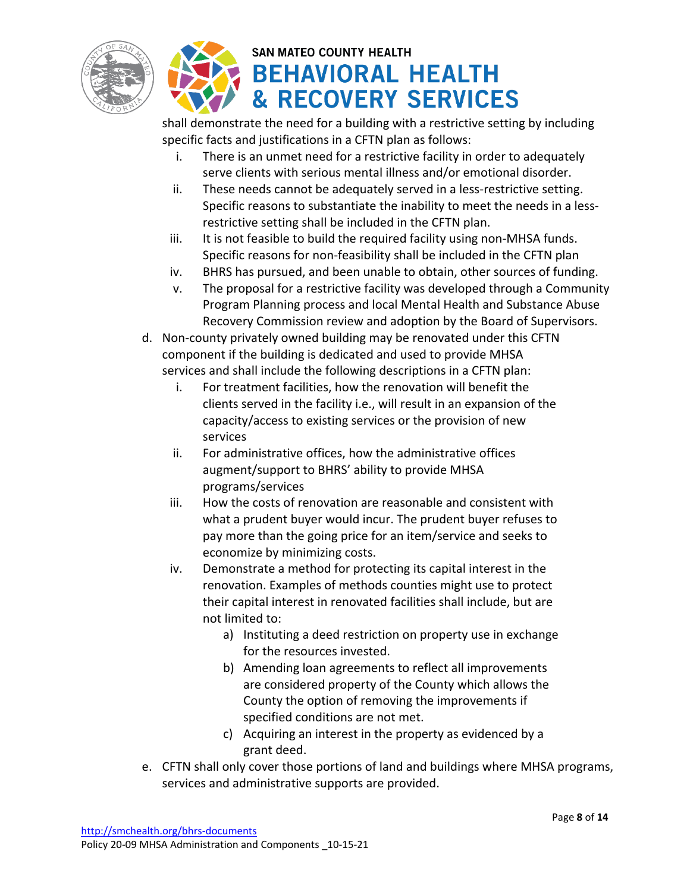shall demonstrate the need for a building with a restrictive setting by including specific facts and justifications in a CFTN plan as follows:

   i. There is an unmet need for a restrictive facility in order to adequately serve clients with serious mental illness and/or emotional disorder.
   ii. These needs cannot be adequately served in a less-restrictive setting. Specific reasons to substantiate the inability to meet the needs in a less-restrictive setting shall be included in the CFTN plan.
   iii. It is not feasible to build the required facility using non-MHSA funds. Specific reasons for non-feasibility shall be included in the CFTN plan
   iv. BHRS has pursued, and been unable to obtain, other sources of funding.
   v. The proposal for a restrictive facility was developed through a Community Program Planning process and local Mental Health and Substance Abuse Recovery Commission review and adoption by the Board of Supervisors.

d. Non-county privately owned building may be renovated under this CFTN component if the building is dedicated and used to provide MHSA services and shall include the following descriptions in a CFTN plan:
   i. For treatment facilities, how the renovation will benefit the clients served in the facility i.e., will result in an expansion of the capacity/access to existing services or the provision of new services
   ii. For administrative offices, how the administrative offices augment/support to BHRS' ability to provide MHSA programs/services
   iii. How the costs of renovation are reasonable and consistent with what a prudent buyer would incur. The prudent buyer refuses to pay more than the going price for an item/service and seeks to economize by minimizing costs.
   iv. Demonstrate a method for protecting its capital interest in the renovation. Examples of methods counties might use to protect their capital interest in renovated facilities shall include, but are not limited to:
      a) Instituting a deed restriction on property use in exchange for the resources invested.
      b) Amending loan agreements to reflect all improvements are considered property of the County which allows the County the option of removing the improvements if specified conditions are not met.
      c) Acquiring an interest in the property as evidenced by a grant deed.

e. CFTN shall only cover those portions of land and buildings where MHSA programs, services and administrative supports are provided.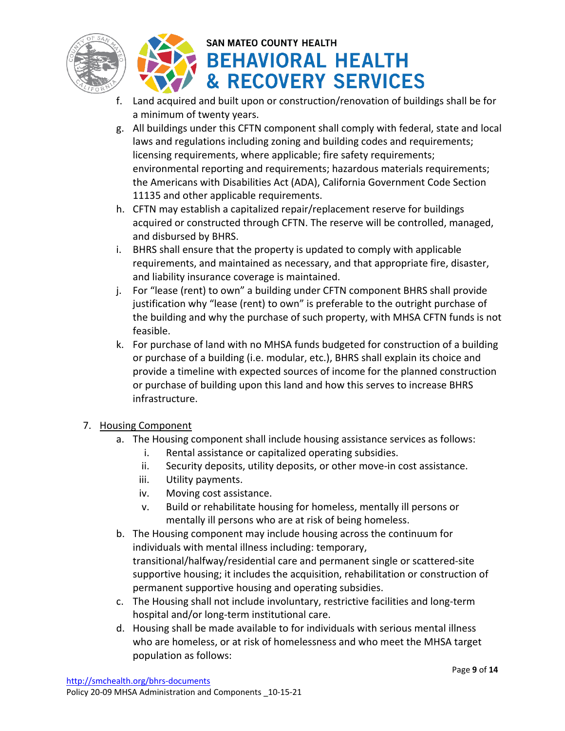f. Land acquired and built upon or construction/renovation of buildings shall be for a minimum of twenty years.
g. All buildings under this CFTN component shall comply with federal, state and local laws and regulations including zoning and building codes and requirements; licensing requirements, where applicable; fire safety requirements; environmental reporting and requirements; hazardous materials requirements; the Americans with Disabilities Act (ADA), California Government Code Section 11135 and other applicable requirements.
h. CFTN may establish a capitalized repair/replacement reserve for buildings acquired or constructed through CFTN. The reserve will be controlled, managed, and disbursed by BHRS.
i. BHRS shall ensure that the property is updated to comply with applicable requirements, and maintained as necessary, and that appropriate fire, disaster, and liability insurance coverage is maintained.
j. For "lease (rent) to own" a building under CFTN component BHRS shall provide justification why "lease (rent) to own" is preferable to the outright purchase of the building and why the purchase of such property, with MHSA CFTN funds is not feasible.
k. For purchase of land with no MHSA funds budgeted for construction of a building or purchase of a building (i.e. modular, etc.), BHRS shall explain its choice and provide a timeline with expected sources of income for the planned construction or purchase of building upon this land and how this serves to increase BHRS infrastructure.

7. <u>Housing Component</u>
   a. The Housing component shall include housing assistance services as follows:
      i. Rental assistance or capitalized operating subsidies.
      ii. Security deposits, utility deposits, or other move-in cost assistance.
      iii. Utility payments.
      iv. Moving cost assistance.
      v. Build or rehabilitate housing for homeless, mentally ill persons or mentally ill persons who are at risk of being homeless.
   b. The Housing component may include housing across the continuum for individuals with mental illness including: temporary, transitional/halfway/residential care and permanent single or scattered-site supportive housing; it includes the acquisition, rehabilitation or construction of permanent supportive housing and operating subsidies.
   c. The Housing shall not include involuntary, restrictive facilities and long-term hospital and/or long-term institutional care.
   d. Housing shall be made available to for individuals with serious mental illness who are homeless, or at risk of homelessness and who meet the MHSA target population as follows: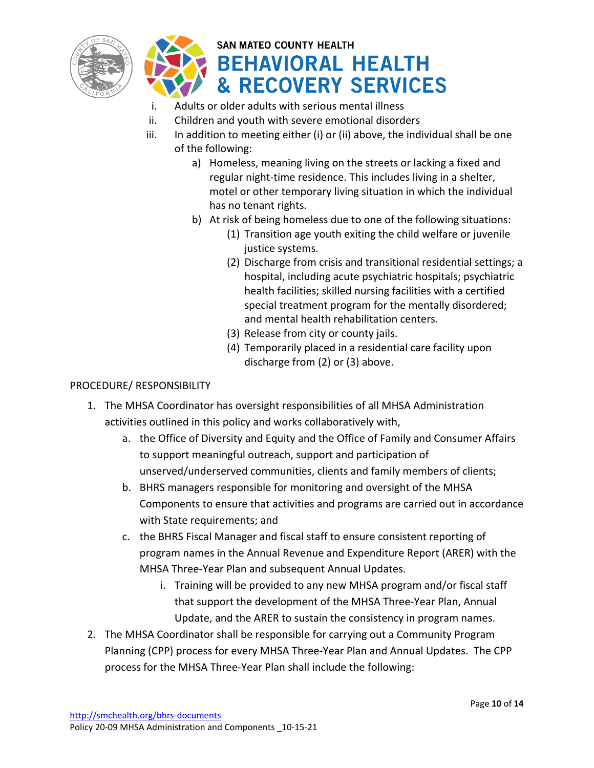i. Adults or older adults with serious mental illness
ii. Children and youth with severe emotional disorders
iii. In addition to meeting either (i) or (ii) above, the individual shall be one of the following:
    a) Homeless, meaning living on the streets or lacking a fixed and regular night-time residence. This includes living in a shelter, motel or other temporary living situation in which the individual has no tenant rights.
    b) At risk of being homeless due to one of the following situations:
        (1) Transition age youth exiting the child welfare or juvenile justice systems.
        (2) Discharge from crisis and transitional residential settings; a hospital, including acute psychiatric hospitals; psychiatric health facilities; skilled nursing facilities with a certified special treatment program for the mentally disordered; and mental health rehabilitation centers.
        (3) Release from city or county jails.
        (4) Temporarily placed in a residential care facility upon discharge from (2) or (3) above.

PROCEDURE/ RESPONSIBILITY

1. The MHSA Coordinator has oversight responsibilities of all MHSA Administration activities outlined in this policy and works collaboratively with,
    a. the Office of Diversity and Equity and the Office of Family and Consumer Affairs to support meaningful outreach, support and participation of unserved/underserved communities, clients and family members of clients;
    b. BHRS managers responsible for monitoring and oversight of the MHSA Components to ensure that activities and programs are carried out in accordance with State requirements; and
    c. the BHRS Fiscal Manager and fiscal staff to ensure consistent reporting of program names in the Annual Revenue and Expenditure Report (ARER) with the MHSA Three-Year Plan and subsequent Annual Updates.
        i. Training will be provided to any new MHSA program and/or fiscal staff that support the development of the MHSA Three-Year Plan, Annual Update, and the ARER to sustain the consistency in program names.
2. The MHSA Coordinator shall be responsible for carrying out a Community Program Planning (CPP) process for every MHSA Three-Year Plan and Annual Updates. The CPP process for the MHSA Three-Year Plan shall include the following: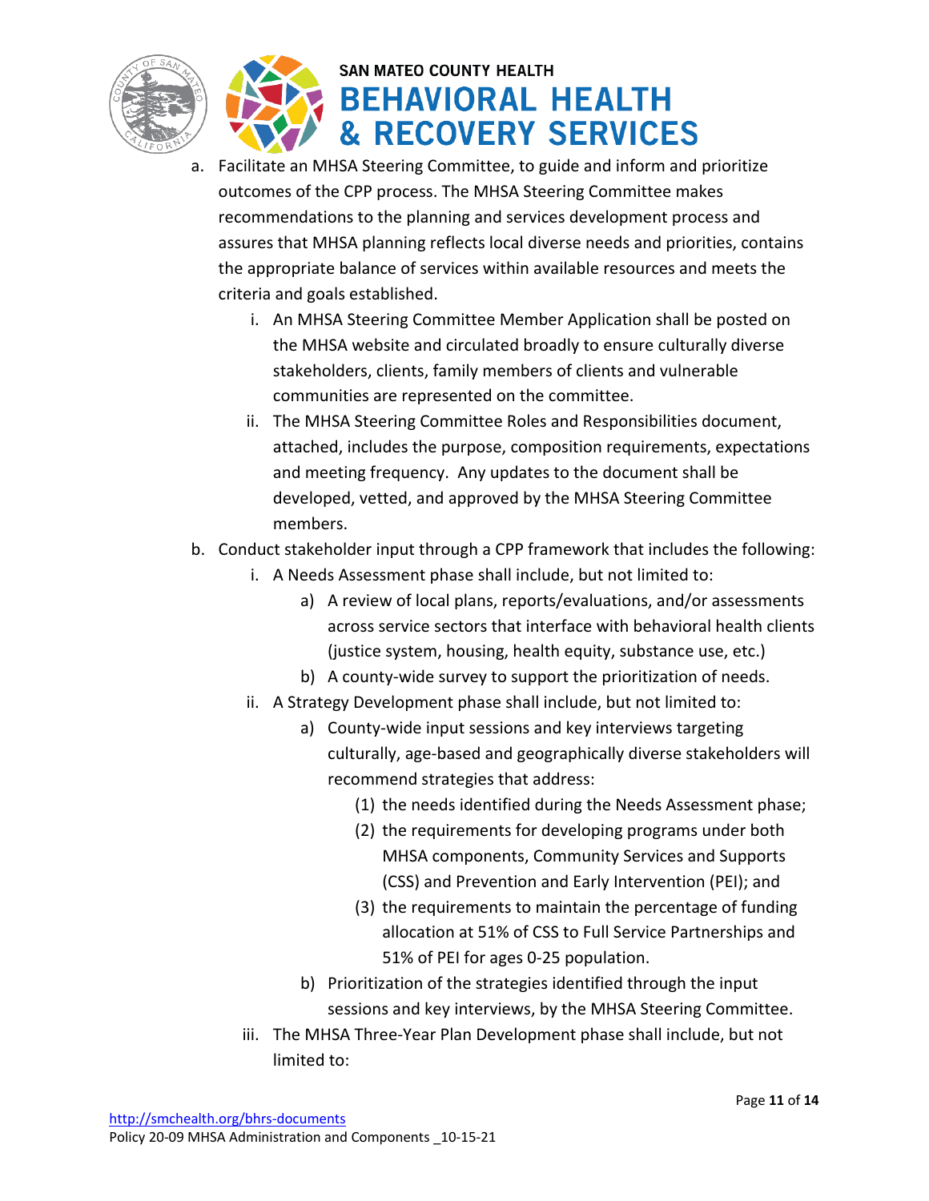a. Facilitate an MHSA Steering Committee, to guide and inform and prioritize outcomes of the CPP process. The MHSA Steering Committee makes recommendations to the planning and services development process and assures that MHSA planning reflects local diverse needs and priorities, contains the appropriate balance of services within available resources and meets the criteria and goals established.
    - i. An MHSA Steering Committee Member Application shall be posted on the MHSA website and circulated broadly to ensure culturally diverse stakeholders, clients, family members of clients and vulnerable communities are represented on the committee.
    - ii. The MHSA Steering Committee Roles and Responsibilities document, attached, includes the purpose, composition requirements, expectations and meeting frequency. Any updates to the document shall be developed, vetted, and approved by the MHSA Steering Committee members.
b. Conduct stakeholder input through a CPP framework that includes the following:
    - i. A Needs Assessment phase shall include, but not limited to:
        - a) A review of local plans, reports/evaluations, and/or assessments across service sectors that interface with behavioral health clients (justice system, housing, health equity, substance use, etc.)
        - b) A county-wide survey to support the prioritization of needs.
    - ii. A Strategy Development phase shall include, but not limited to:
        - a) County-wide input sessions and key interviews targeting culturally, age-based and geographically diverse stakeholders will recommend strategies that address:
            - (1) the needs identified during the Needs Assessment phase;
            - (2) the requirements for developing programs under both MHSA components, Community Services and Supports (CSS) and Prevention and Early Intervention (PEI); and
            - (3) the requirements to maintain the percentage of funding allocation at 51% of CSS to Full Service Partnerships and 51% of PEI for ages 0-25 population.
        - b) Prioritization of the strategies identified through the input sessions and key interviews, by the MHSA Steering Committee.
    - iii. The MHSA Three-Year Plan Development phase shall include, but not limited to: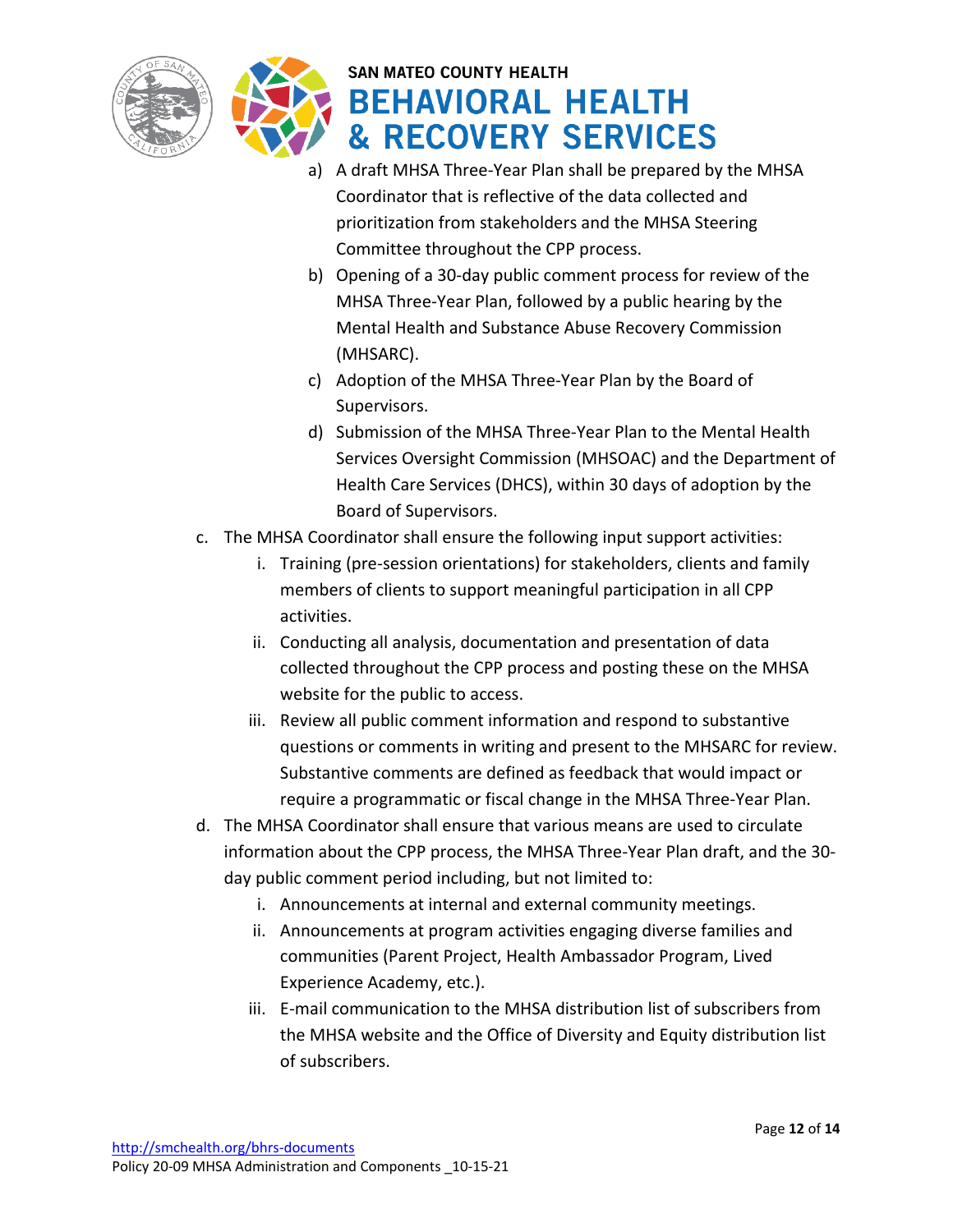a) A draft MHSA Three-Year Plan shall be prepared by the MHSA Coordinator that is reflective of the data collected and prioritization from stakeholders and the MHSA Steering Committee throughout the CPP process.
   b) Opening of a 30-day public comment process for review of the MHSA Three-Year Plan, followed by a public hearing by the Mental Health and Substance Abuse Recovery Commission (MHSARC).
   c) Adoption of the MHSA Three-Year Plan by the Board of Supervisors.
   d) Submission of the MHSA Three-Year Plan to the Mental Health Services Oversight Commission (MHSOAC) and the Department of Health Care Services (DHCS), within 30 days of adoption by the Board of Supervisors.

c. The MHSA Coordinator shall ensure the following input support activities:
   i. Training (pre-session orientations) for stakeholders, clients and family members of clients to support meaningful participation in all CPP activities.
   ii. Conducting all analysis, documentation and presentation of data collected throughout the CPP process and posting these on the MHSA website for the public to access.
   iii. Review all public comment information and respond to substantive questions or comments in writing and present to the MHSARC for review. Substantive comments are defined as feedback that would impact or require a programmatic or fiscal change in the MHSA Three-Year Plan.

d. The MHSA Coordinator shall ensure that various means are used to circulate information about the CPP process, the MHSA Three-Year Plan draft, and the 30-day public comment period including, but not limited to:
   i. Announcements at internal and external community meetings.
   ii. Announcements at program activities engaging diverse families and communities (Parent Project, Health Ambassador Program, Lived Experience Academy, etc.).
   iii. E-mail communication to the MHSA distribution list of subscribers from the MHSA website and the Office of Diversity and Equity distribution list of subscribers.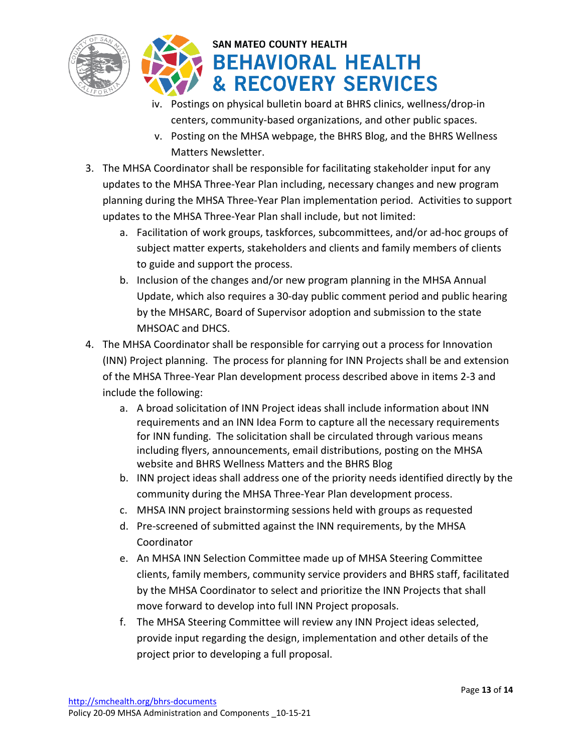iv. Postings on physical bulletin board at BHRS clinics, wellness/drop-in centers, community-based organizations, and other public spaces.
   v. Posting on the MHSA webpage, the BHRS Blog, and the BHRS Wellness Matters Newsletter.

3. The MHSA Coordinator shall be responsible for facilitating stakeholder input for any updates to the MHSA Three-Year Plan including, necessary changes and new program planning during the MHSA Three-Year Plan implementation period. Activities to support updates to the MHSA Three-Year Plan shall include, but not limited:
   a. Facilitation of work groups, taskforces, subcommittees, and/or ad-hoc groups of subject matter experts, stakeholders and clients and family members of clients to guide and support the process.
   b. Inclusion of the changes and/or new program planning in the MHSA Annual Update, which also requires a 30-day public comment period and public hearing by the MHSARC, Board of Supervisor adoption and submission to the state MHSOAC and DHCS.
4. The MHSA Coordinator shall be responsible for carrying out a process for Innovation (INN) Project planning. The process for planning for INN Projects shall be and extension of the MHSA Three-Year Plan development process described above in items 2-3 and include the following:
   a. A broad solicitation of INN Project ideas shall include information about INN requirements and an INN Idea Form to capture all the necessary requirements for INN funding. The solicitation shall be circulated through various means including flyers, announcements, email distributions, posting on the MHSA website and BHRS Wellness Matters and the BHRS Blog
   b. INN project ideas shall address one of the priority needs identified directly by the community during the MHSA Three-Year Plan development process.
   c. MHSA INN project brainstorming sessions held with groups as requested
   d. Pre-screened of submitted against the INN requirements, by the MHSA Coordinator
   e. An MHSA INN Selection Committee made up of MHSA Steering Committee clients, family members, community service providers and BHRS staff, facilitated by the MHSA Coordinator to select and prioritize the INN Projects that shall move forward to develop into full INN Project proposals.
   f. The MHSA Steering Committee will review any INN Project ideas selected, provide input regarding the design, implementation and other details of the project prior to developing a full proposal.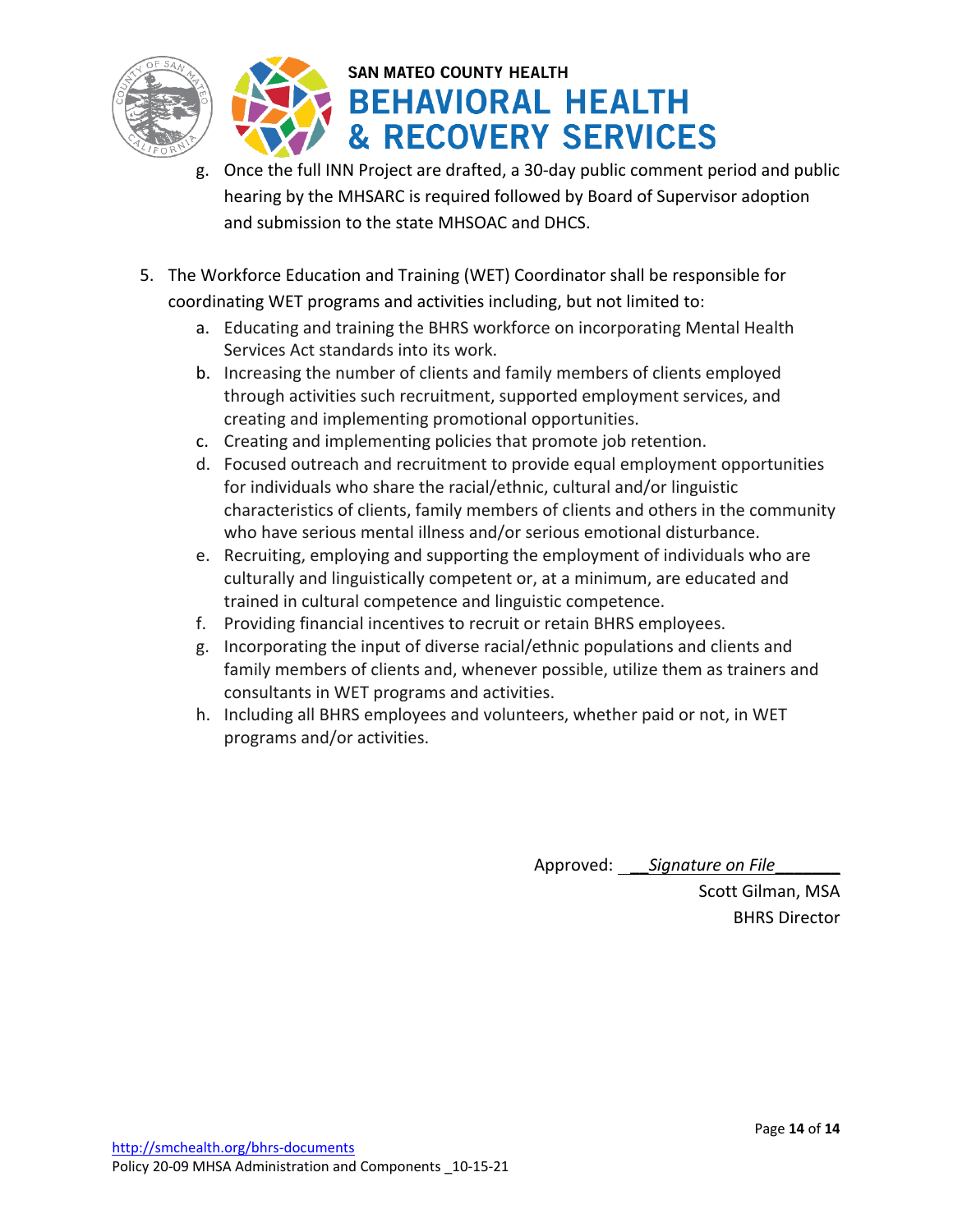g. Once the full INN Project are drafted, a 30-day public comment period and public hearing by the MHSARC is required followed by Board of Supervisor adoption and submission to the state MHSOAC and DHCS.

5. The Workforce Education and Training (WET) Coordinator shall be responsible for coordinating WET programs and activities including, but not limited to:
   a. Educating and training the BHRS workforce on incorporating Mental Health Services Act standards into its work.
   b. Increasing the number of clients and family members of clients employed through activities such recruitment, supported employment services, and creating and implementing promotional opportunities.
   c. Creating and implementing policies that promote job retention.
   d. Focused outreach and recruitment to provide equal employment opportunities for individuals who share the racial/ethnic, cultural and/or linguistic characteristics of clients, family members of clients and others in the community who have serious mental illness and/or serious emotional disturbance.
   e. Recruiting, employing and supporting the employment of individuals who are culturally and linguistically competent or, at a minimum, are educated and trained in cultural competence and linguistic competence.
   f. Providing financial incentives to recruit or retain BHRS employees.
   g. Incorporating the input of diverse racial/ethnic populations and clients and family members of clients and, whenever possible, utilize them as trainers and consultants in WET programs and activities.
   h. Including all BHRS employees and volunteers, whether paid or not, in WET programs and/or activities.

Approved: __*Signature on File*_______
Scott Gilman, MSA
BHRS Director

http://smchealth.org/bhrs-documents
Policy 20-09 MHSA Administration and Components _10-15-21